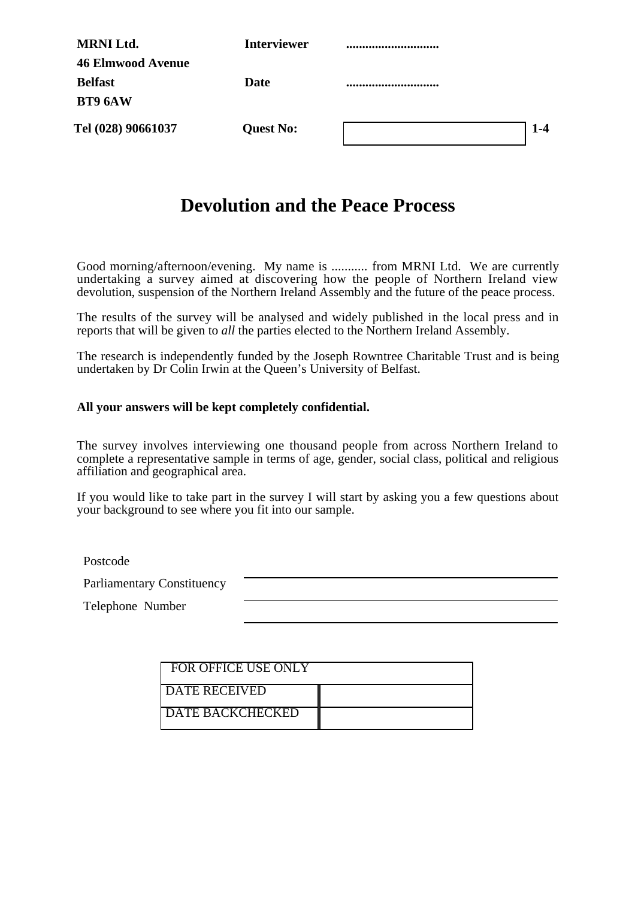| | | | |
|---|---|---|---|
| **MRNI Ltd.** | **Interviewer** | **............................** | |
| **46 Elmwood Avenue** | | | |
| **Belfast** | **Date** | **............................** | |
| **BT9 6AW** | | | |
| **Tel (028) 90661037** | **Quest No:** | | **1-4** |

# Devolution and the Peace Process

Good morning/afternoon/evening. My name is ........... from MRNI Ltd. We are currently undertaking a survey aimed at discovering how the people of Northern Ireland view devolution, suspension of the Northern Ireland Assembly and the future of the peace process.

The results of the survey will be analysed and widely published in the local press and in reports that will be given to *all* the parties elected to the Northern Ireland Assembly.

The research is independently funded by the Joseph Rowntree Charitable Trust and is being undertaken by Dr Colin Irwin at the Queen's University of Belfast.

**All your answers will be kept completely confidential.**

The survey involves interviewing one thousand people from across Northern Ireland to complete a representative sample in terms of age, gender, social class, political and religious affiliation and geographical area.

If you would like to take part in the survey I will start by asking you a few questions about your background to see where you fit into our sample.

Postcode

Parliamentary Constituency ____________________

Telephone Number ____________________

| FOR OFFICE USE ONLY | |
|---|---|
| DATE RECEIVED | |
| DATE BACKCHECKED | |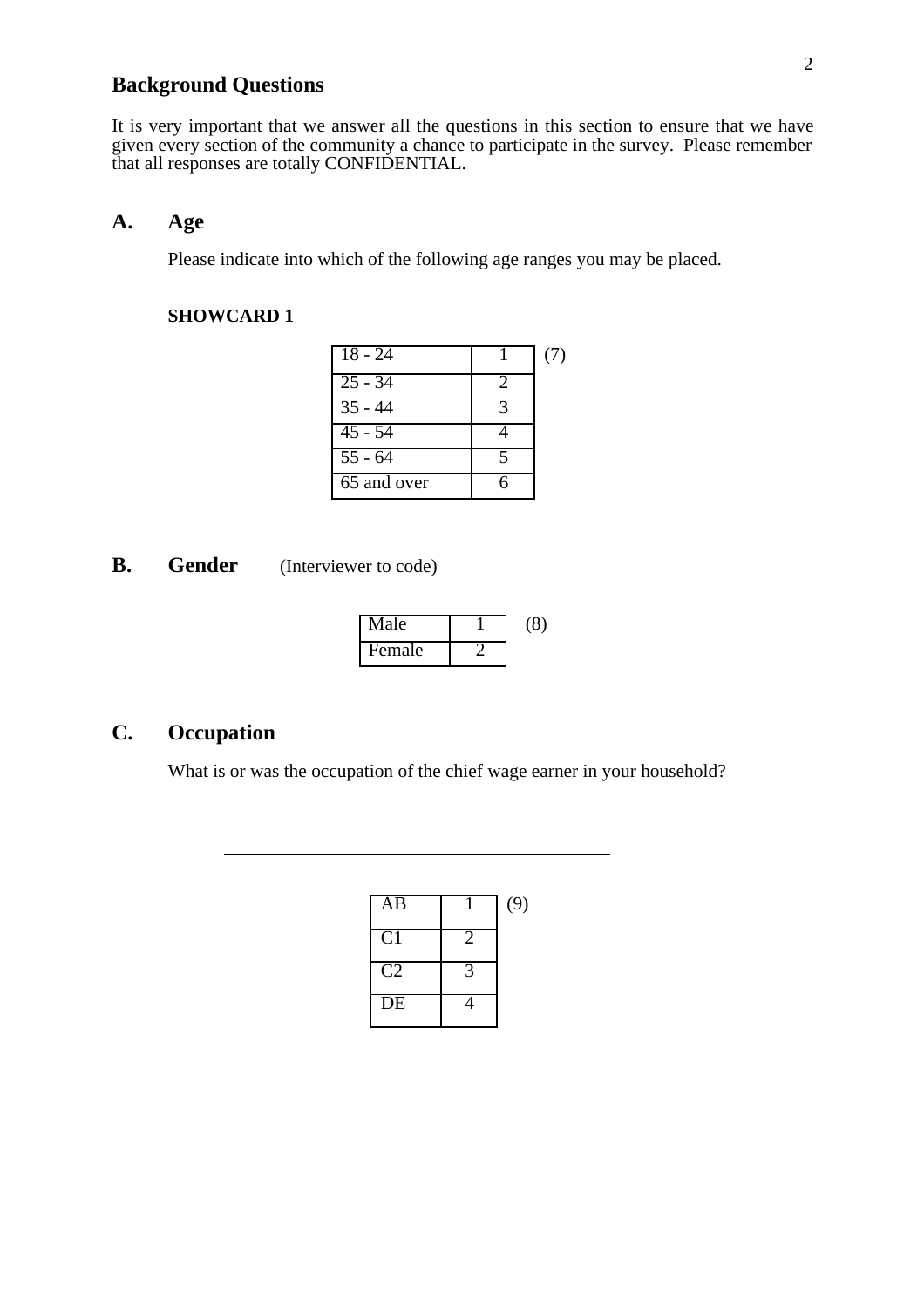## Background Questions

It is very important that we answer all the questions in this section to ensure that we have given every section of the community a chance to participate in the survey. Please remember that all responses are totally CONFIDENTIAL.

### A. Age

Please indicate into which of the following age ranges you may be placed.

**SHOWCARD 1**

| 18 - 24 | 1 | (7) |
|---|---|---|
| 25 - 34 | 2 | |
| 35 - 44 | 3 | |
| 45 - 54 | 4 | |
| 55 - 64 | 5 | |
| 65 and over | 6 | |

### B. Gender (Interviewer to code)

| Male | 1 | (8) |
|---|---|---|
| Female | 2 | |

### C. Occupation

What is or was the occupation of the chief wage earner in your household?

\_\_\_\_\_\_\_\_\_\_\_\_\_\_\_\_\_\_\_\_\_\_\_\_\_\_\_\_\_\_\_\_\_\_\_\_\_\_\_\_

| AB | 1 | (9) |
|---|---|---|
| C1 | 2 | |
| C2 | 3 | |
| DE | 4 | |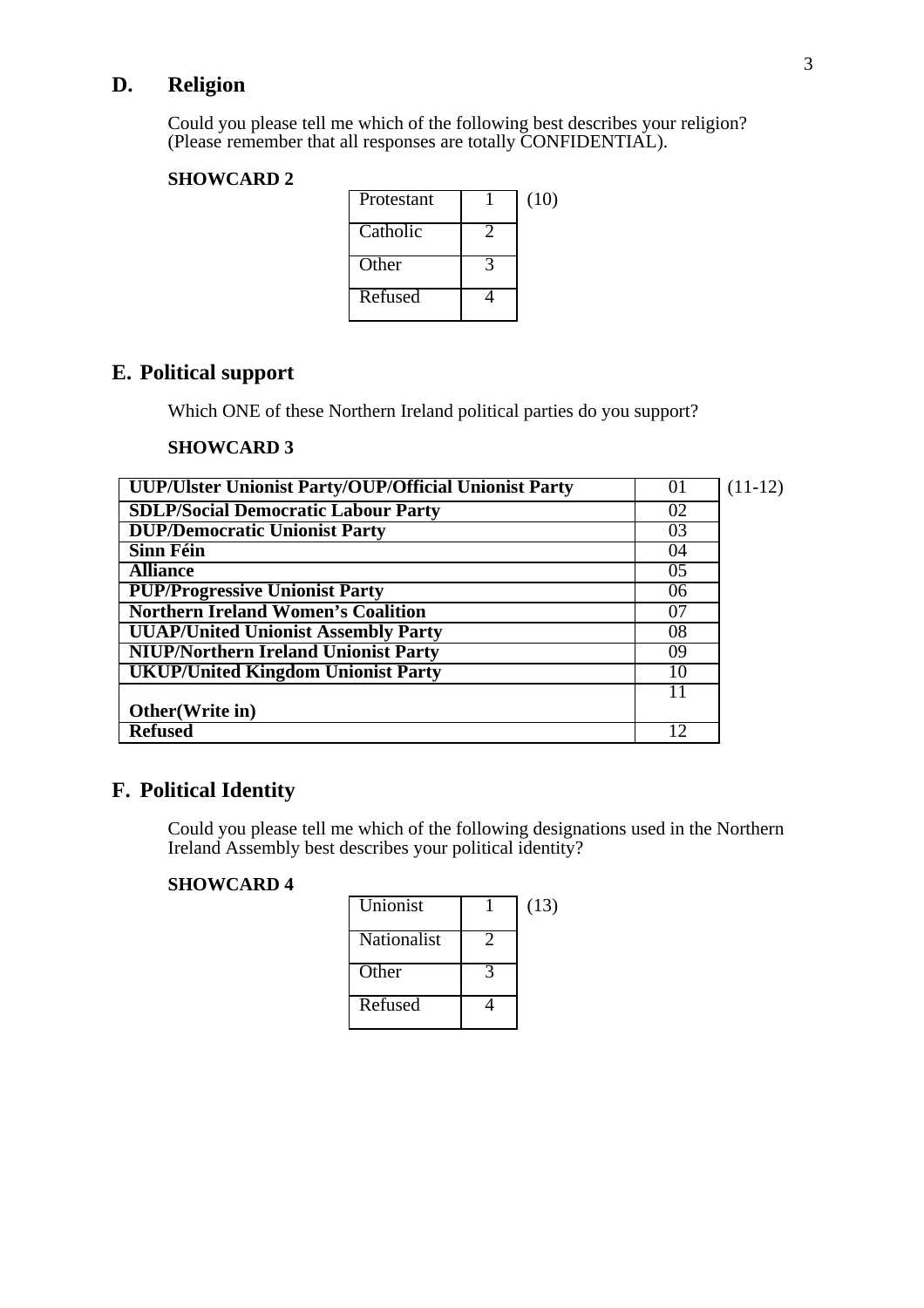## D. Religion

Could you please tell me which of the following best describes your religion? (Please remember that all responses are totally CONFIDENTIAL).

**SHOWCARD 2**

| | | |
|---|---|---|
| Protestant | 1 | (10) |
| Catholic | 2 | |
| Other | 3 | |
| Refused | 4 | |

## E. Political support

Which ONE of these Northern Ireland political parties do you support?

**SHOWCARD 3**

| | | |
|---|---|---|
| **UUP/Ulster Unionist Party/OUP/Official Unionist Party** | 01 | (11-12) |
| **SDLP/Social Democratic Labour Party** | 02 | |
| **DUP/Democratic Unionist Party** | 03 | |
| **Sinn Féin** | 04 | |
| **Alliance** | 05 | |
| **PUP/Progressive Unionist Party** | 06 | |
| **Northern Ireland Women's Coalition** | 07 | |
| **UUAP/United Unionist Assembly Party** | 08 | |
| **NIUP/Northern Ireland Unionist Party** | 09 | |
| **UKUP/United Kingdom Unionist Party** | 10 | |
| **Other(Write in)** | 11 | |
| **Refused** | 12 | |

## F. Political Identity

Could you please tell me which of the following designations used in the Northern Ireland Assembly best describes your political identity?

**SHOWCARD 4**

| | | |
|---|---|---|
| Unionist | 1 | (13) |
| Nationalist | 2 | |
| Other | 3 | |
| Refused | 4 | |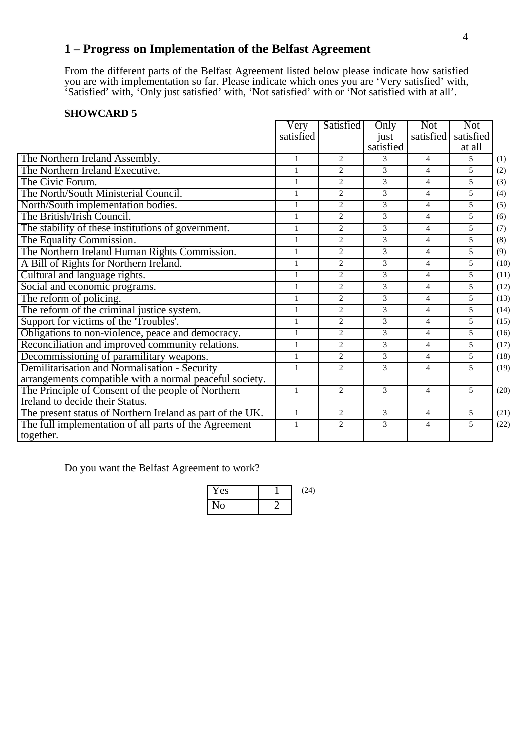## 1 – Progress on Implementation of the Belfast Agreement

From the different parts of the Belfast Agreement listed below please indicate how satisfied you are with implementation so far. Please indicate which ones you are 'Very satisfied' with, 'Satisfied' with, 'Only just satisfied' with, 'Not satisfied' with or 'Not satisfied with at all'.

**SHOWCARD 5**

| | Very satisfied | Satisfied | Only just satisfied | Not satisfied | Not satisfied at all | |
|---|---|---|---|---|---|---|
| The Northern Ireland Assembly. | 1 | 2 | 3 | 4 | 5 | (1) |
| The Northern Ireland Executive. | 1 | 2 | 3 | 4 | 5 | (2) |
| The Civic Forum. | 1 | 2 | 3 | 4 | 5 | (3) |
| The North/South Ministerial Council. | 1 | 2 | 3 | 4 | 5 | (4) |
| North/South implementation bodies. | 1 | 2 | 3 | 4 | 5 | (5) |
| The British/Irish Council. | 1 | 2 | 3 | 4 | 5 | (6) |
| The stability of these institutions of government. | 1 | 2 | 3 | 4 | 5 | (7) |
| The Equality Commission. | 1 | 2 | 3 | 4 | 5 | (8) |
| The Northern Ireland Human Rights Commission. | 1 | 2 | 3 | 4 | 5 | (9) |
| A Bill of Rights for Northern Ireland. | 1 | 2 | 3 | 4 | 5 | (10) |
| Cultural and language rights. | 1 | 2 | 3 | 4 | 5 | (11) |
| Social and economic programs. | 1 | 2 | 3 | 4 | 5 | (12) |
| The reform of policing. | 1 | 2 | 3 | 4 | 5 | (13) |
| The reform of the criminal justice system. | 1 | 2 | 3 | 4 | 5 | (14) |
| Support for victims of the 'Troubles'. | 1 | 2 | 3 | 4 | 5 | (15) |
| Obligations to non-violence, peace and democracy. | 1 | 2 | 3 | 4 | 5 | (16) |
| Reconciliation and improved community relations. | 1 | 2 | 3 | 4 | 5 | (17) |
| Decommissioning of paramilitary weapons. | 1 | 2 | 3 | 4 | 5 | (18) |
| Demilitarisation and Normalisation - Security arrangements compatible with a normal peaceful society. | 1 | 2 | 3 | 4 | 5 | (19) |
| The Principle of Consent of the people of Northern Ireland to decide their Status. | 1 | 2 | 3 | 4 | 5 | (20) |
| The present status of Northern Ireland as part of the UK. | 1 | 2 | 3 | 4 | 5 | (21) |
| The full implementation of all parts of the Agreement together. | 1 | 2 | 3 | 4 | 5 | (22) |

Do you want the Belfast Agreement to work?

| | | |
|---|---|---|
| Yes | 1 | (24) |
| No | 2 | |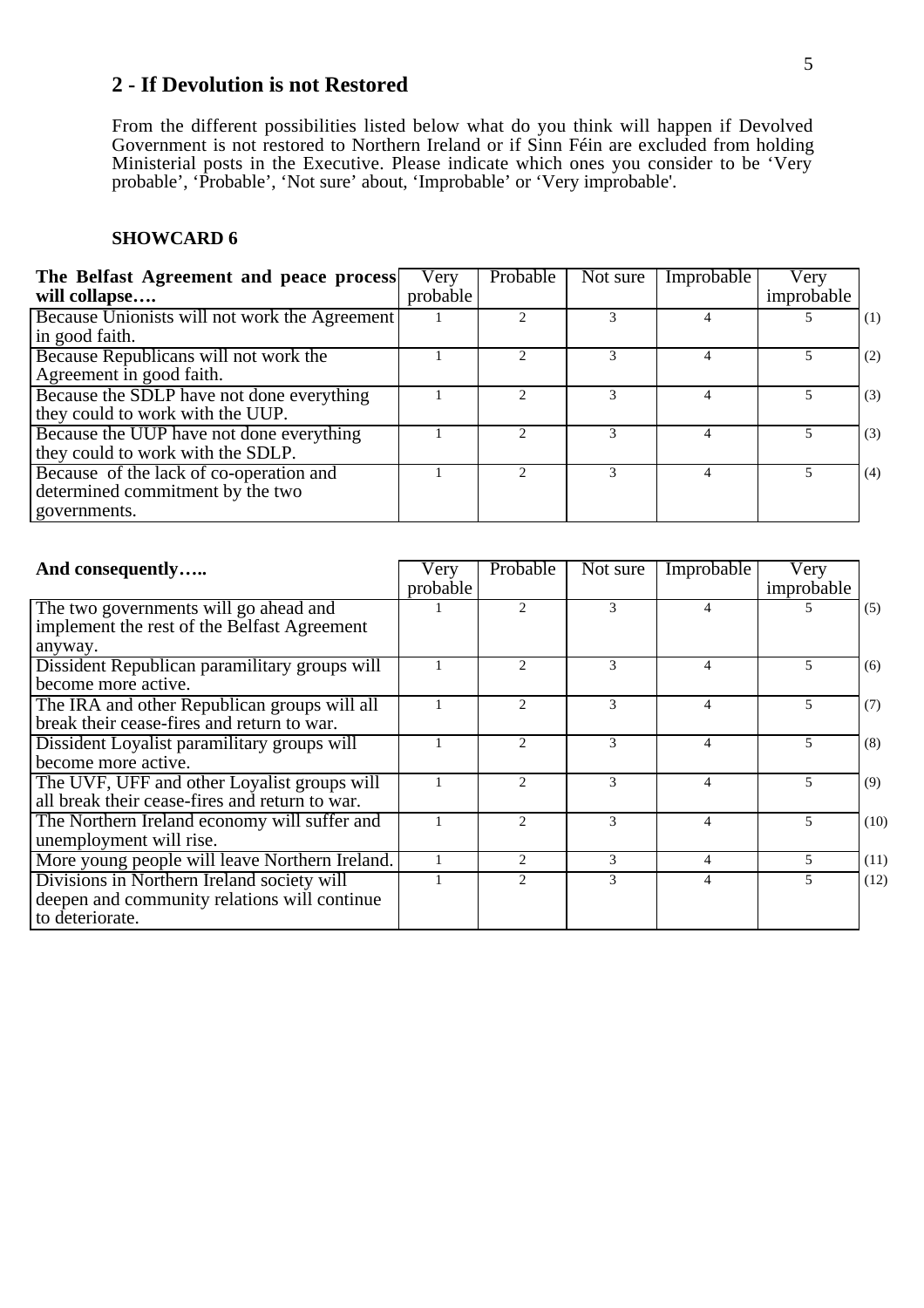## 2 - If Devolution is not Restored

From the different possibilities listed below what do you think will happen if Devolved Government is not restored to Northern Ireland or if Sinn Féin are excluded from holding Ministerial posts in the Executive. Please indicate which ones you consider to be 'Very probable', 'Probable', 'Not sure' about, 'Improbable' or 'Very improbable'.

**SHOWCARD 6**

| **The Belfast Agreement and peace process will collapse….** | Very probable | Probable | Not sure | Improbable | Very improbable | |
|---|---|---|---|---|---|---|
| Because Unionists will not work the Agreement in good faith. | 1 | 2 | 3 | 4 | 5 | (1) |
| Because Republicans will not work the Agreement in good faith. | 1 | 2 | 3 | 4 | 5 | (2) |
| Because the SDLP have not done everything they could to work with the UUP. | 1 | 2 | 3 | 4 | 5 | (3) |
| Because the UUP have not done everything they could to work with the SDLP. | 1 | 2 | 3 | 4 | 5 | (3) |
| Because of the lack of co-operation and determined commitment by the two governments. | 1 | 2 | 3 | 4 | 5 | (4) |

| **And consequently…..** | Very probable | Probable | Not sure | Improbable | Very improbable | |
|---|---|---|---|---|---|---|
| The two governments will go ahead and implement the rest of the Belfast Agreement anyway. | 1 | 2 | 3 | 4 | 5 | (5) |
| Dissident Republican paramilitary groups will become more active. | 1 | 2 | 3 | 4 | 5 | (6) |
| The IRA and other Republican groups will all break their cease-fires and return to war. | 1 | 2 | 3 | 4 | 5 | (7) |
| Dissident Loyalist paramilitary groups will become more active. | 1 | 2 | 3 | 4 | 5 | (8) |
| The UVF, UFF and other Loyalist groups will all break their cease-fires and return to war. | 1 | 2 | 3 | 4 | 5 | (9) |
| The Northern Ireland economy will suffer and unemployment will rise. | 1 | 2 | 3 | 4 | 5 | (10) |
| More young people will leave Northern Ireland. | 1 | 2 | 3 | 4 | 5 | (11) |
| Divisions in Northern Ireland society will deepen and community relations will continue to deteriorate. | 1 | 2 | 3 | 4 | 5 | (12) |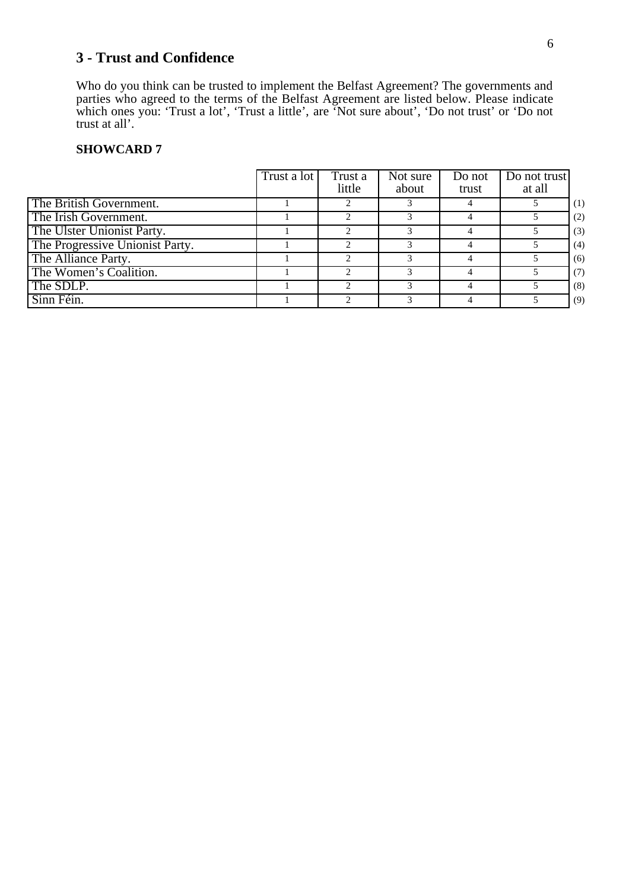## 3 - Trust and Confidence

Who do you think can be trusted to implement the Belfast Agreement? The governments and parties who agreed to the terms of the Belfast Agreement are listed below. Please indicate which ones you: 'Trust a lot', 'Trust a little', are 'Not sure about', 'Do not trust' or 'Do not trust at all'.

**SHOWCARD 7**

| | Trust a lot | Trust a little | Not sure about | Do not trust | Do not trust at all | |
|---|---|---|---|---|---|---|
| The British Government. | 1 | 2 | 3 | 4 | 5 | (1) |
| The Irish Government. | 1 | 2 | 3 | 4 | 5 | (2) |
| The Ulster Unionist Party. | 1 | 2 | 3 | 4 | 5 | (3) |
| The Progressive Unionist Party. | 1 | 2 | 3 | 4 | 5 | (4) |
| The Alliance Party. | 1 | 2 | 3 | 4 | 5 | (6) |
| The Women's Coalition. | 1 | 2 | 3 | 4 | 5 | (7) |
| The SDLP. | 1 | 2 | 3 | 4 | 5 | (8) |
| Sinn Féin. | 1 | 2 | 3 | 4 | 5 | (9) |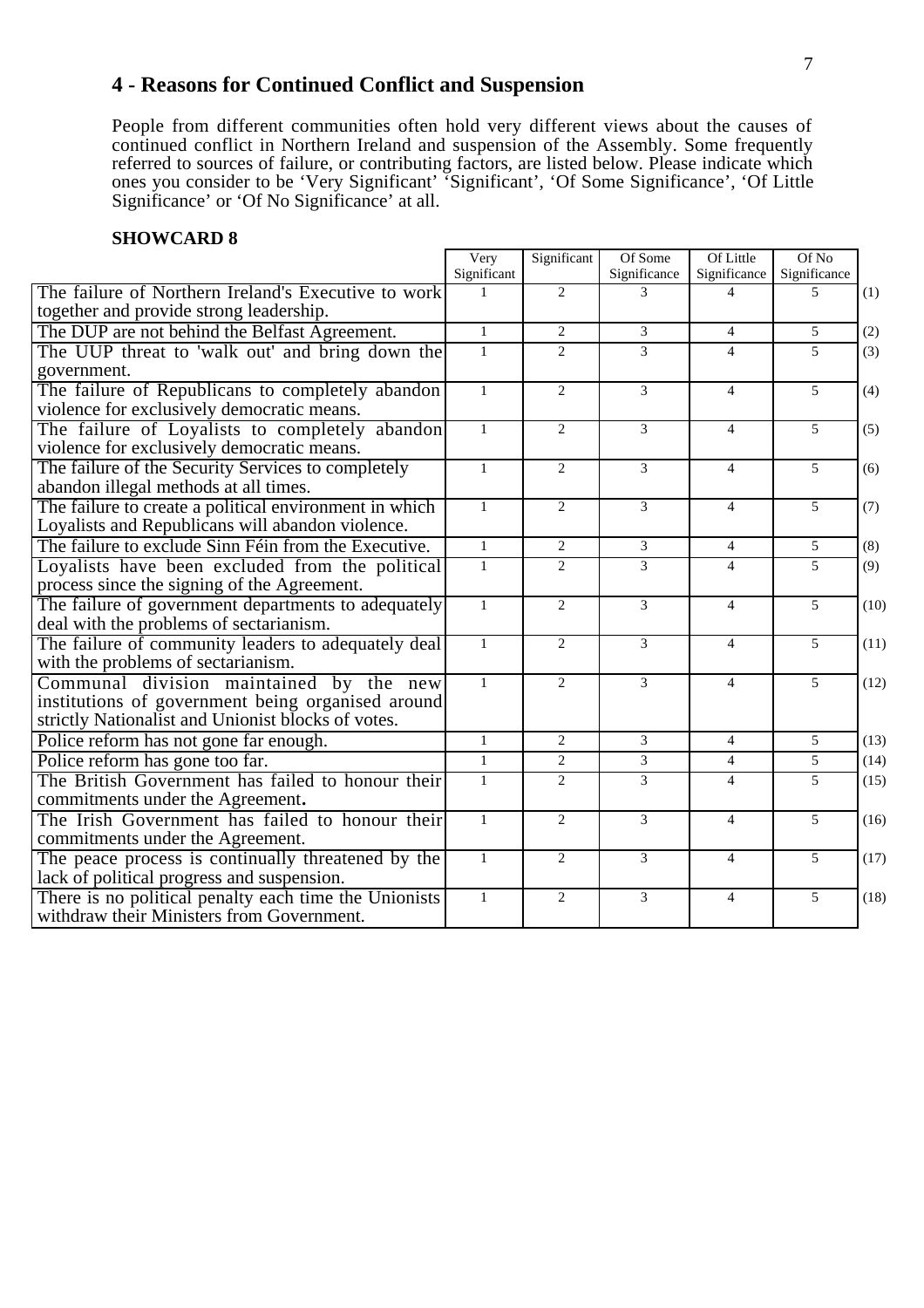## 4 - Reasons for Continued Conflict and Suspension

People from different communities often hold very different views about the causes of continued conflict in Northern Ireland and suspension of the Assembly. Some frequently referred to sources of failure, or contributing factors, are listed below. Please indicate which ones you consider to be 'Very Significant' 'Significant', 'Of Some Significance', 'Of Little Significance' or 'Of No Significance' at all.

**SHOWCARD 8**

| | Very Significant | Significant | Of Some Significance | Of Little Significance | Of No Significance | |
|---|---|---|---|---|---|---|
| The failure of Northern Ireland's Executive to work together and provide strong leadership. | 1 | 2 | 3 | 4 | 5 | (1) |
| The DUP are not behind the Belfast Agreement. | 1 | 2 | 3 | 4 | 5 | (2) |
| The UUP threat to 'walk out' and bring down the government. | 1 | 2 | 3 | 4 | 5 | (3) |
| The failure of Republicans to completely abandon violence for exclusively democratic means. | 1 | 2 | 3 | 4 | 5 | (4) |
| The failure of Loyalists to completely abandon violence for exclusively democratic means. | 1 | 2 | 3 | 4 | 5 | (5) |
| The failure of the Security Services to completely abandon illegal methods at all times. | 1 | 2 | 3 | 4 | 5 | (6) |
| The failure to create a political environment in which Loyalists and Republicans will abandon violence. | 1 | 2 | 3 | 4 | 5 | (7) |
| The failure to exclude Sinn Féin from the Executive. | 1 | 2 | 3 | 4 | 5 | (8) |
| Loyalists have been excluded from the political process since the signing of the Agreement. | 1 | 2 | 3 | 4 | 5 | (9) |
| The failure of government departments to adequately deal with the problems of sectarianism. | 1 | 2 | 3 | 4 | 5 | (10) |
| The failure of community leaders to adequately deal with the problems of sectarianism. | 1 | 2 | 3 | 4 | 5 | (11) |
| Communal division maintained by the new institutions of government being organised around strictly Nationalist and Unionist blocks of votes. | 1 | 2 | 3 | 4 | 5 | (12) |
| Police reform has not gone far enough. | 1 | 2 | 3 | 4 | 5 | (13) |
| Police reform has gone too far. | 1 | 2 | 3 | 4 | 5 | (14) |
| The British Government has failed to honour their commitments under the Agreement. | 1 | 2 | 3 | 4 | 5 | (15) |
| The Irish Government has failed to honour their commitments under the Agreement. | 1 | 2 | 3 | 4 | 5 | (16) |
| The peace process is continually threatened by the lack of political progress and suspension. | 1 | 2 | 3 | 4 | 5 | (17) |
| There is no political penalty each time the Unionists withdraw their Ministers from Government. | 1 | 2 | 3 | 4 | 5 | (18) |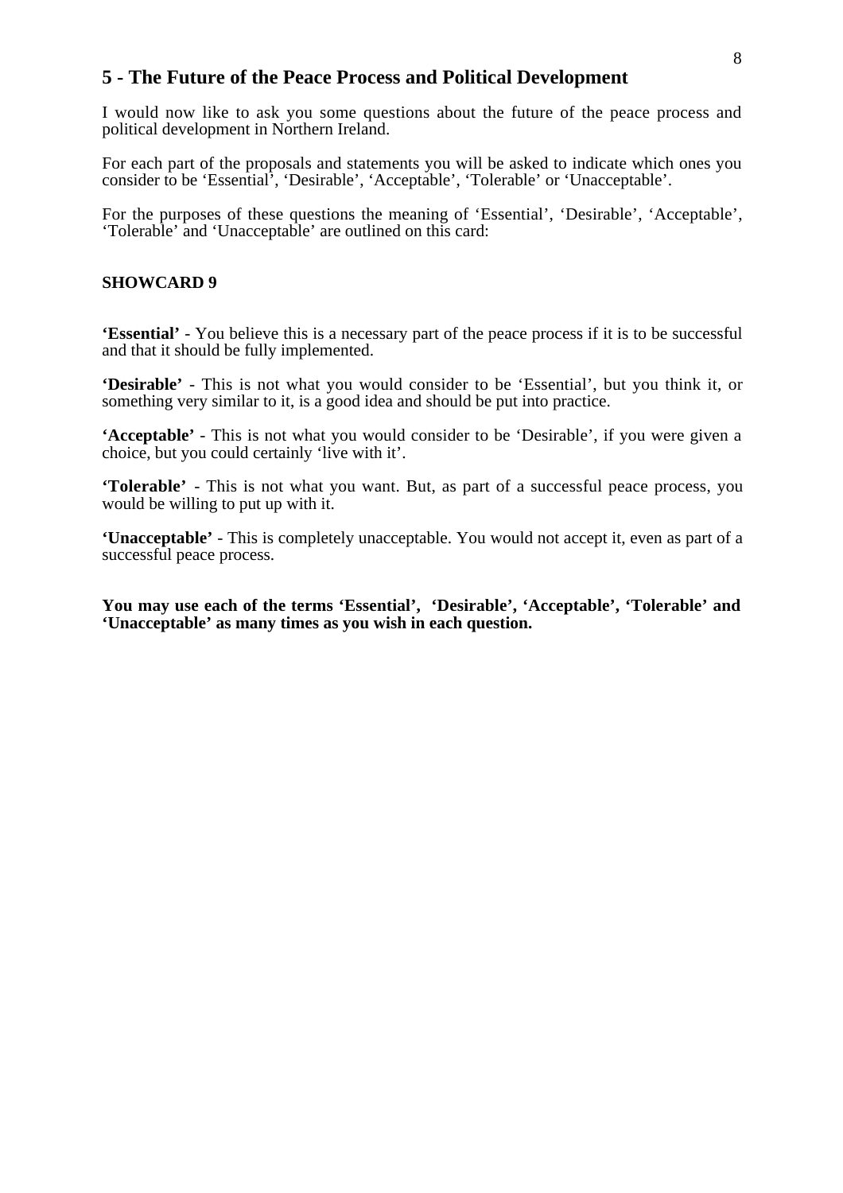## 5 - The Future of the Peace Process and Political Development

I would now like to ask you some questions about the future of the peace process and political development in Northern Ireland.

For each part of the proposals and statements you will be asked to indicate which ones you consider to be 'Essential', 'Desirable', 'Acceptable', 'Tolerable' or 'Unacceptable'.

For the purposes of these questions the meaning of 'Essential', 'Desirable', 'Acceptable', 'Tolerable' and 'Unacceptable' are outlined on this card:

**SHOWCARD 9**

**'Essential'** - You believe this is a necessary part of the peace process if it is to be successful and that it should be fully implemented.

**'Desirable'** - This is not what you would consider to be 'Essential', but you think it, or something very similar to it, is a good idea and should be put into practice.

**'Acceptable'** - This is not what you would consider to be 'Desirable', if you were given a choice, but you could certainly 'live with it'.

**'Tolerable'** - This is not what you want. But, as part of a successful peace process, you would be willing to put up with it.

**'Unacceptable'** - This is completely unacceptable. You would not accept it, even as part of a successful peace process.

**You may use each of the terms 'Essential', 'Desirable', 'Acceptable', 'Tolerable' and 'Unacceptable' as many times as you wish in each question.**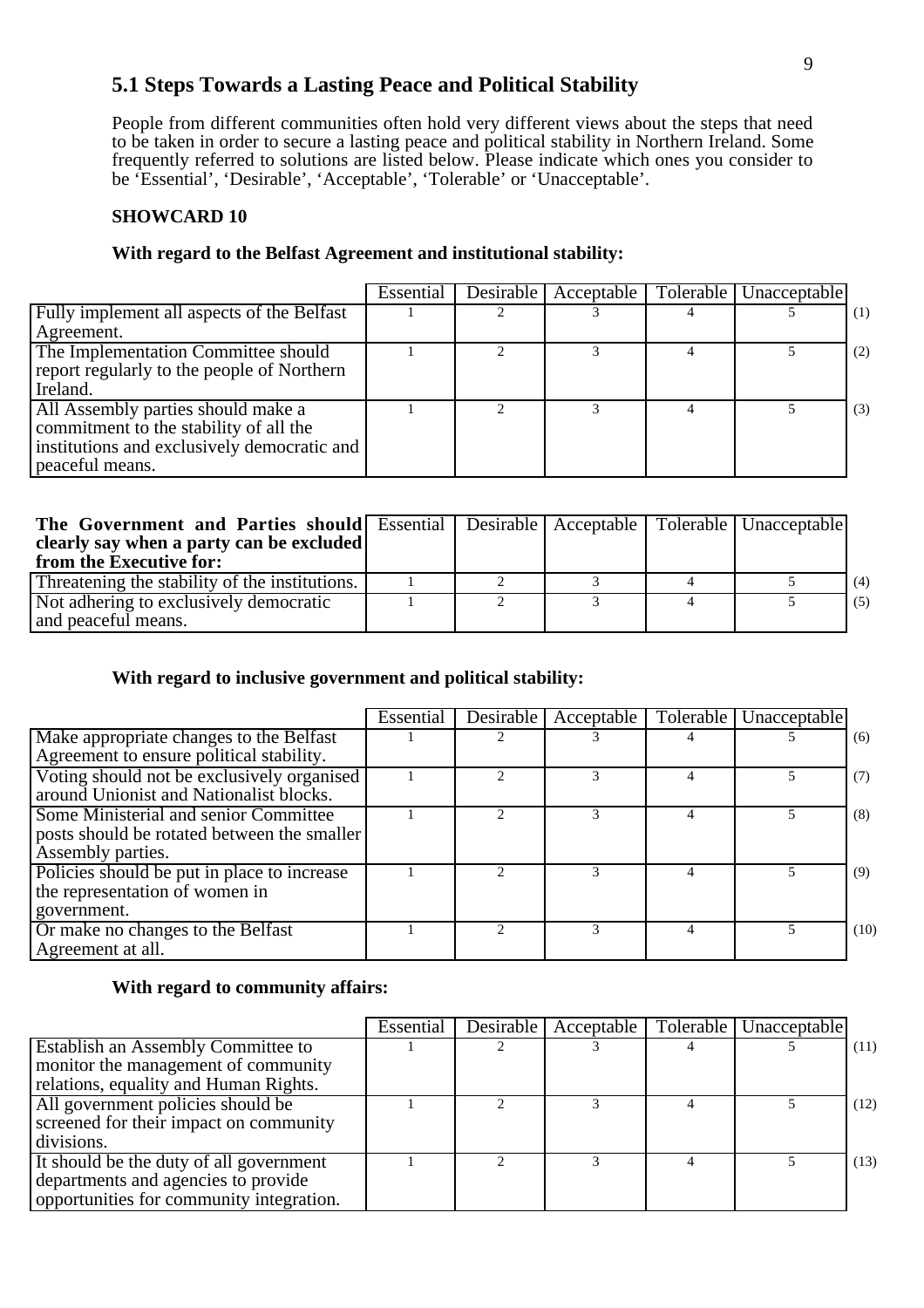## 5.1 Steps Towards a Lasting Peace and Political Stability

People from different communities often hold very different views about the steps that need to be taken in order to secure a lasting peace and political stability in Northern Ireland. Some frequently referred to solutions are listed below. Please indicate which ones you consider to be 'Essential', 'Desirable', 'Acceptable', 'Tolerable' or 'Unacceptable'.

**SHOWCARD 10**

**With regard to the Belfast Agreement and institutional stability:**

| | Essential | Desirable | Acceptable | Tolerable | Unacceptable | |
|---|---|---|---|---|---|---|
| Fully implement all aspects of the Belfast Agreement. | 1 | 2 | 3 | 4 | 5 | (1) |
| The Implementation Committee should report regularly to the people of Northern Ireland. | 1 | 2 | 3 | 4 | 5 | (2) |
| All Assembly parties should make a commitment to the stability of all the institutions and exclusively democratic and peaceful means. | 1 | 2 | 3 | 4 | 5 | (3) |

| **The Government and Parties should clearly say when a party can be excluded from the Executive for:** | Essential | Desirable | Acceptable | Tolerable | Unacceptable | |
|---|---|---|---|---|---|---|
| Threatening the stability of the institutions. | 1 | 2 | 3 | 4 | 5 | (4) |
| Not adhering to exclusively democratic and peaceful means. | 1 | 2 | 3 | 4 | 5 | (5) |

**With regard to inclusive government and political stability:**

| | Essential | Desirable | Acceptable | Tolerable | Unacceptable | |
|---|---|---|---|---|---|---|
| Make appropriate changes to the Belfast Agreement to ensure political stability. | 1 | 2 | 3 | 4 | 5 | (6) |
| Voting should not be exclusively organised around Unionist and Nationalist blocks. | 1 | 2 | 3 | 4 | 5 | (7) |
| Some Ministerial and senior Committee posts should be rotated between the smaller Assembly parties. | 1 | 2 | 3 | 4 | 5 | (8) |
| Policies should be put in place to increase the representation of women in government. | 1 | 2 | 3 | 4 | 5 | (9) |
| Or make no changes to the Belfast Agreement at all. | 1 | 2 | 3 | 4 | 5 | (10) |

**With regard to community affairs:**

| | Essential | Desirable | Acceptable | Tolerable | Unacceptable | |
|---|---|---|---|---|---|---|
| Establish an Assembly Committee to monitor the management of community relations, equality and Human Rights. | 1 | 2 | 3 | 4 | 5 | (11) |
| All government policies should be screened for their impact on community divisions. | 1 | 2 | 3 | 4 | 5 | (12) |
| It should be the duty of all government departments and agencies to provide opportunities for community integration. | 1 | 2 | 3 | 4 | 5 | (13) |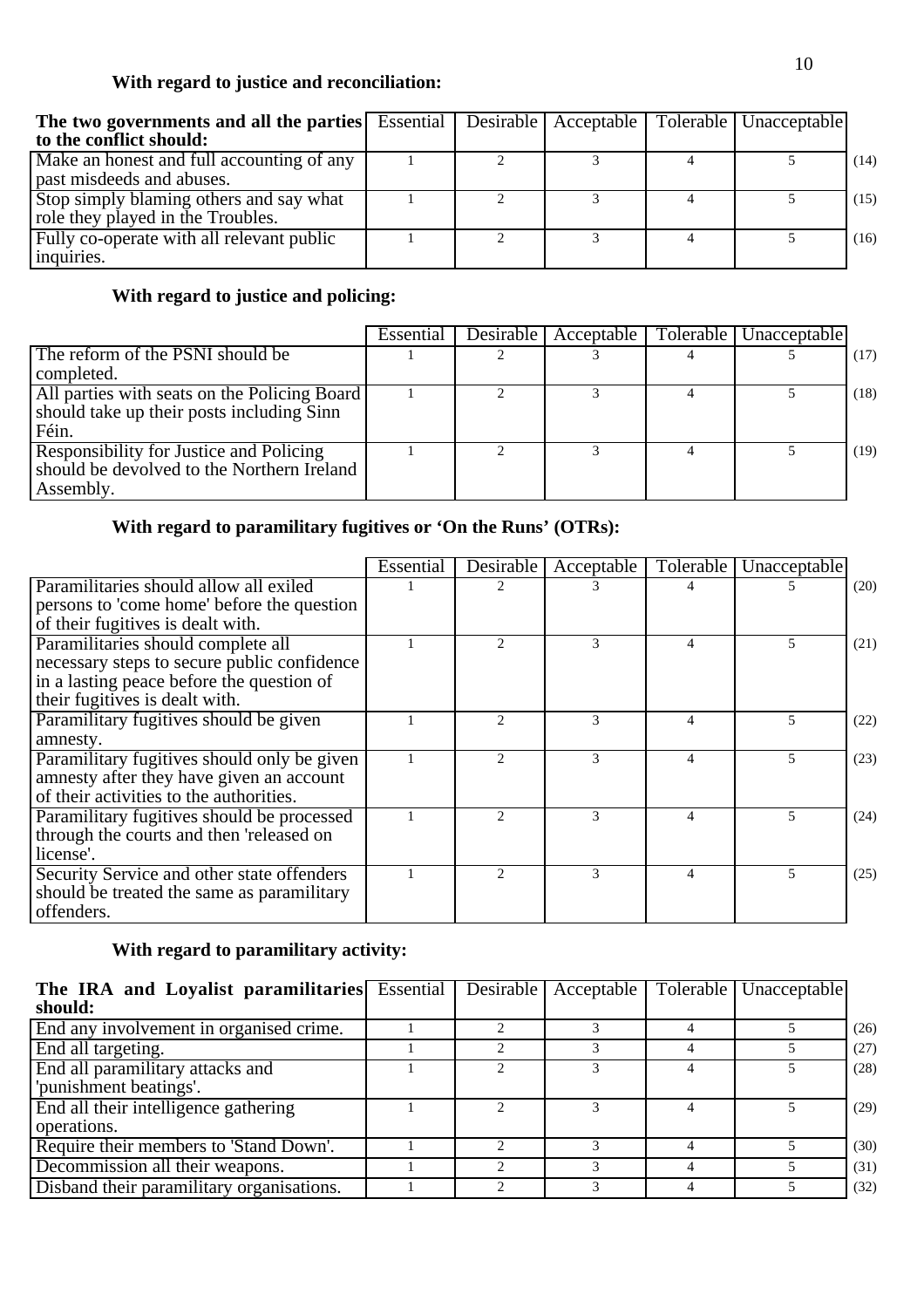**With regard to justice and reconciliation:**

| **The two governments and all the parties to the conflict should:** | Essential | Desirable | Acceptable | Tolerable | Unacceptable | |
|---|---|---|---|---|---|---|
| Make an honest and full accounting of any past misdeeds and abuses. | 1 | 2 | 3 | 4 | 5 | (14) |
| Stop simply blaming others and say what role they played in the Troubles. | 1 | 2 | 3 | 4 | 5 | (15) |
| Fully co-operate with all relevant public inquiries. | 1 | 2 | 3 | 4 | 5 | (16) |

**With regard to justice and policing:**

| | Essential | Desirable | Acceptable | Tolerable | Unacceptable | |
|---|---|---|---|---|---|---|
| The reform of the PSNI should be completed. | 1 | 2 | 3 | 4 | 5 | (17) |
| All parties with seats on the Policing Board should take up their posts including Sinn Féin. | 1 | 2 | 3 | 4 | 5 | (18) |
| Responsibility for Justice and Policing should be devolved to the Northern Ireland Assembly. | 1 | 2 | 3 | 4 | 5 | (19) |

**With regard to paramilitary fugitives or 'On the Runs' (OTRs):**

| | Essential | Desirable | Acceptable | Tolerable | Unacceptable | |
|---|---|---|---|---|---|---|
| Paramilitaries should allow all exiled persons to 'come home' before the question of their fugitives is dealt with. | 1 | 2 | 3 | 4 | 5 | (20) |
| Paramilitaries should complete all necessary steps to secure public confidence in a lasting peace before the question of their fugitives is dealt with. | 1 | 2 | 3 | 4 | 5 | (21) |
| Paramilitary fugitives should be given amnesty. | 1 | 2 | 3 | 4 | 5 | (22) |
| Paramilitary fugitives should only be given amnesty after they have given an account of their activities to the authorities. | 1 | 2 | 3 | 4 | 5 | (23) |
| Paramilitary fugitives should be processed through the courts and then 'released on license'. | 1 | 2 | 3 | 4 | 5 | (24) |
| Security Service and other state offenders should be treated the same as paramilitary offenders. | 1 | 2 | 3 | 4 | 5 | (25) |

**With regard to paramilitary activity:**

| **The IRA and Loyalist paramilitaries should:** | Essential | Desirable | Acceptable | Tolerable | Unacceptable | |
|---|---|---|---|---|---|---|
| End any involvement in organised crime. | 1 | 2 | 3 | 4 | 5 | (26) |
| End all targeting. | 1 | 2 | 3 | 4 | 5 | (27) |
| End all paramilitary attacks and 'punishment beatings'. | 1 | 2 | 3 | 4 | 5 | (28) |
| End all their intelligence gathering operations. | 1 | 2 | 3 | 4 | 5 | (29) |
| Require their members to 'Stand Down'. | 1 | 2 | 3 | 4 | 5 | (30) |
| Decommission all their weapons. | 1 | 2 | 3 | 4 | 5 | (31) |
| Disband their paramilitary organisations. | 1 | 2 | 3 | 4 | 5 | (32) |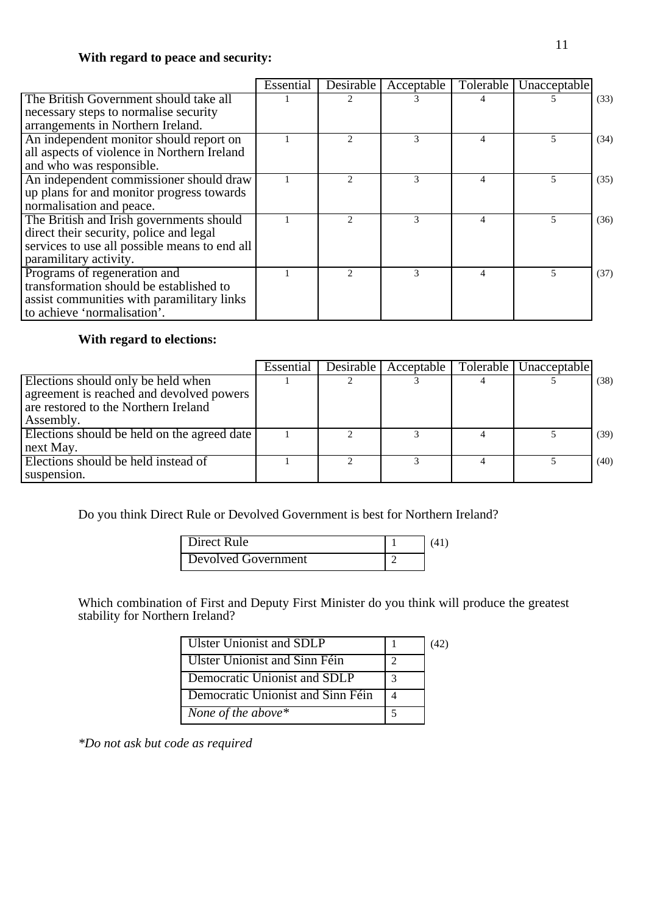**With regard to peace and security:**

| | Essential | Desirable | Acceptable | Tolerable | Unacceptable | |
|---|---|---|---|---|---|---|
| The British Government should take all necessary steps to normalise security arrangements in Northern Ireland. | 1 | 2 | 3 | 4 | 5 | (33) |
| An independent monitor should report on all aspects of violence in Northern Ireland and who was responsible. | 1 | 2 | 3 | 4 | 5 | (34) |
| An independent commissioner should draw up plans for and monitor progress towards normalisation and peace. | 1 | 2 | 3 | 4 | 5 | (35) |
| The British and Irish governments should direct their security, police and legal services to use all possible means to end all paramilitary activity. | 1 | 2 | 3 | 4 | 5 | (36) |
| Programs of regeneration and transformation should be established to assist communities with paramilitary links to achieve 'normalisation'. | 1 | 2 | 3 | 4 | 5 | (37) |

**With regard to elections:**

| | Essential | Desirable | Acceptable | Tolerable | Unacceptable | |
|---|---|---|---|---|---|---|
| Elections should only be held when agreement is reached and devolved powers are restored to the Northern Ireland Assembly. | 1 | 2 | 3 | 4 | 5 | (38) |
| Elections should be held on the agreed date next May. | 1 | 2 | 3 | 4 | 5 | (39) |
| Elections should be held instead of suspension. | 1 | 2 | 3 | 4 | 5 | (40) |

Do you think Direct Rule or Devolved Government is best for Northern Ireland?

| | | |
|---|---|---|
| Direct Rule | 1 | (41) |
| Devolved Government | 2 | |

Which combination of First and Deputy First Minister do you think will produce the greatest stability for Northern Ireland?

| | | |
|---|---|---|
| Ulster Unionist and SDLP | 1 | (42) |
| Ulster Unionist and Sinn Féin | 2 | |
| Democratic Unionist and SDLP | 3 | |
| Democratic Unionist and Sinn Féin | 4 | |
| *None of the above** | 5 | |

*\*Do not ask but code as required*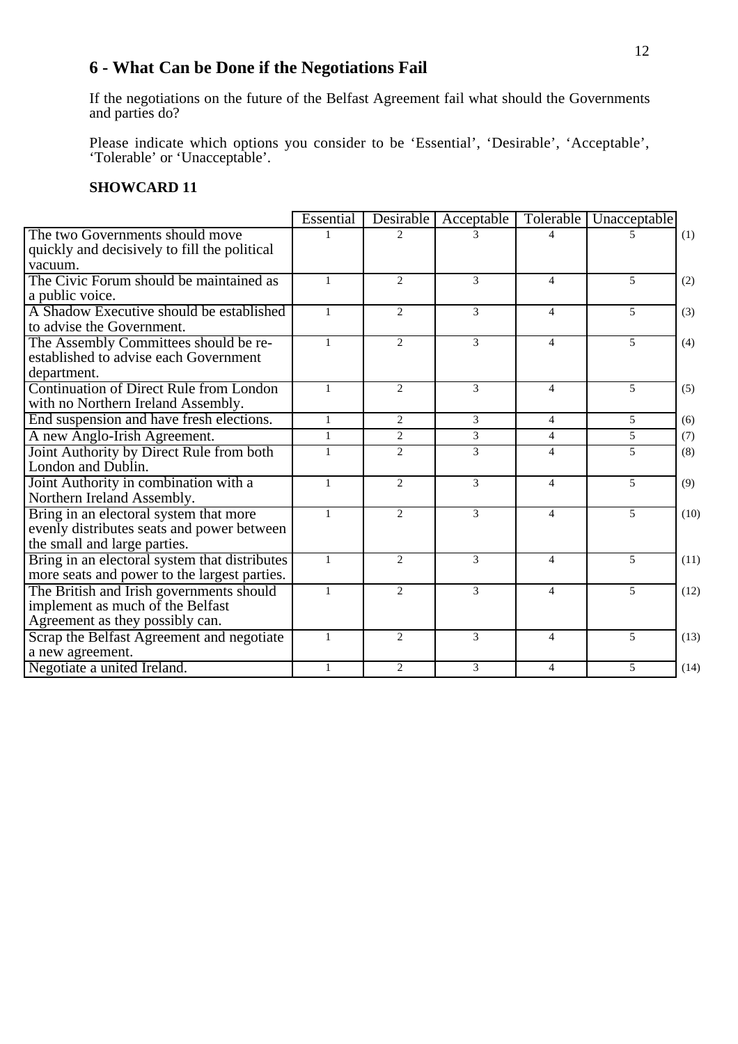## 6 - What Can be Done if the Negotiations Fail

If the negotiations on the future of the Belfast Agreement fail what should the Governments and parties do?

Please indicate which options you consider to be 'Essential', 'Desirable', 'Acceptable', 'Tolerable' or 'Unacceptable'.

**SHOWCARD 11**

| | Essential | Desirable | Acceptable | Tolerable | Unacceptable | |
|---|---|---|---|---|---|---|
| The two Governments should move quickly and decisively to fill the political vacuum. | 1 | 2 | 3 | 4 | 5 | (1) |
| The Civic Forum should be maintained as a public voice. | 1 | 2 | 3 | 4 | 5 | (2) |
| A Shadow Executive should be established to advise the Government. | 1 | 2 | 3 | 4 | 5 | (3) |
| The Assembly Committees should be re-established to advise each Government department. | 1 | 2 | 3 | 4 | 5 | (4) |
| Continuation of Direct Rule from London with no Northern Ireland Assembly. | 1 | 2 | 3 | 4 | 5 | (5) |
| End suspension and have fresh elections. | 1 | 2 | 3 | 4 | 5 | (6) |
| A new Anglo-Irish Agreement. | 1 | 2 | 3 | 4 | 5 | (7) |
| Joint Authority by Direct Rule from both London and Dublin. | 1 | 2 | 3 | 4 | 5 | (8) |
| Joint Authority in combination with a Northern Ireland Assembly. | 1 | 2 | 3 | 4 | 5 | (9) |
| Bring in an electoral system that more evenly distributes seats and power between the small and large parties. | 1 | 2 | 3 | 4 | 5 | (10) |
| Bring in an electoral system that distributes more seats and power to the largest parties. | 1 | 2 | 3 | 4 | 5 | (11) |
| The British and Irish governments should implement as much of the Belfast Agreement as they possibly can. | 1 | 2 | 3 | 4 | 5 | (12) |
| Scrap the Belfast Agreement and negotiate a new agreement. | 1 | 2 | 3 | 4 | 5 | (13) |
| Negotiate a united Ireland. | 1 | 2 | 3 | 4 | 5 | (14) |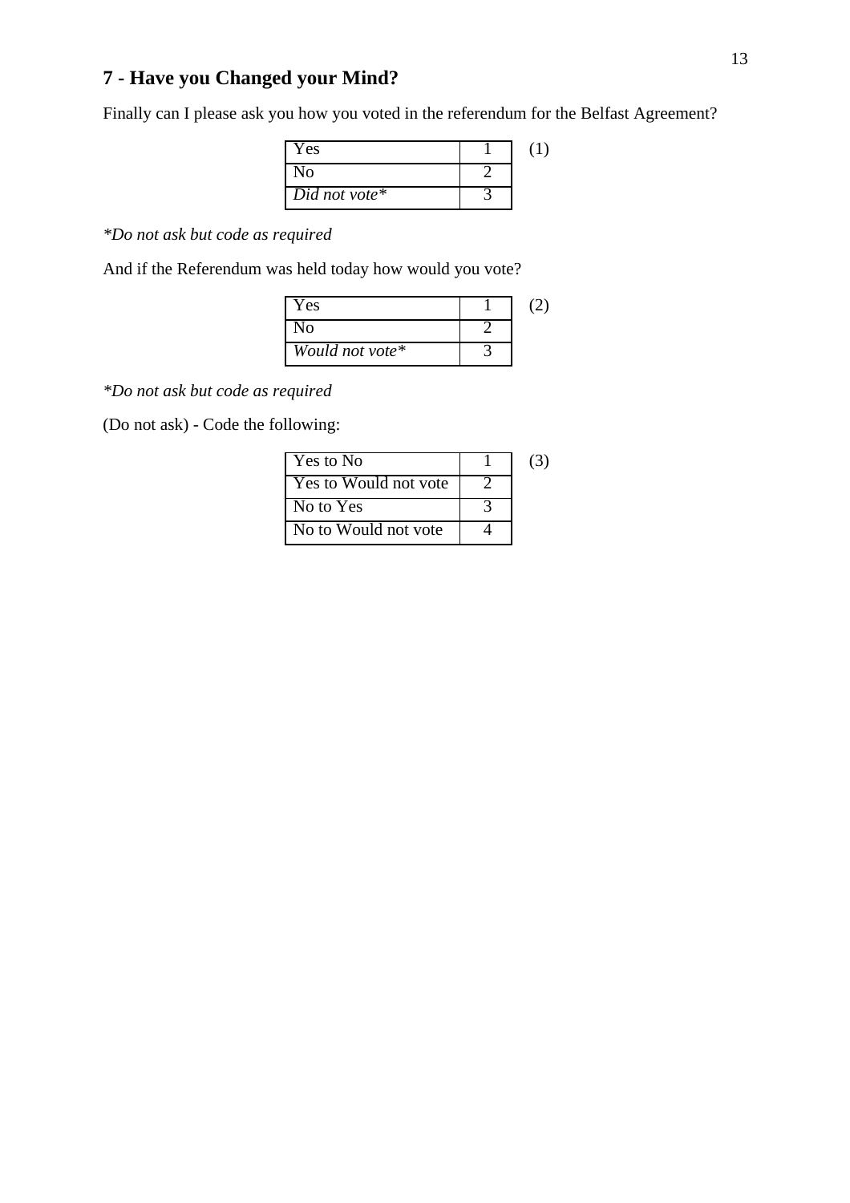## 7 - Have you Changed your Mind?

Finally can I please ask you how you voted in the referendum for the Belfast Agreement?

| | | |
|---|---|---|
| Yes | 1 | (1) |
| No | 2 | |
| *Did not vote** | 3 | |

**Do not ask but code as required*

And if the Referendum was held today how would you vote?

| | | |
|---|---|---|
| Yes | 1 | (2) |
| No | 2 | |
| *Would not vote** | 3 | |

**Do not ask but code as required*

(Do not ask) - Code the following:

| | | |
|---|---|---|
| Yes to No | 1 | (3) |
| Yes to Would not vote | 2 | |
| No to Yes | 3 | |
| No to Would not vote | 4 | |